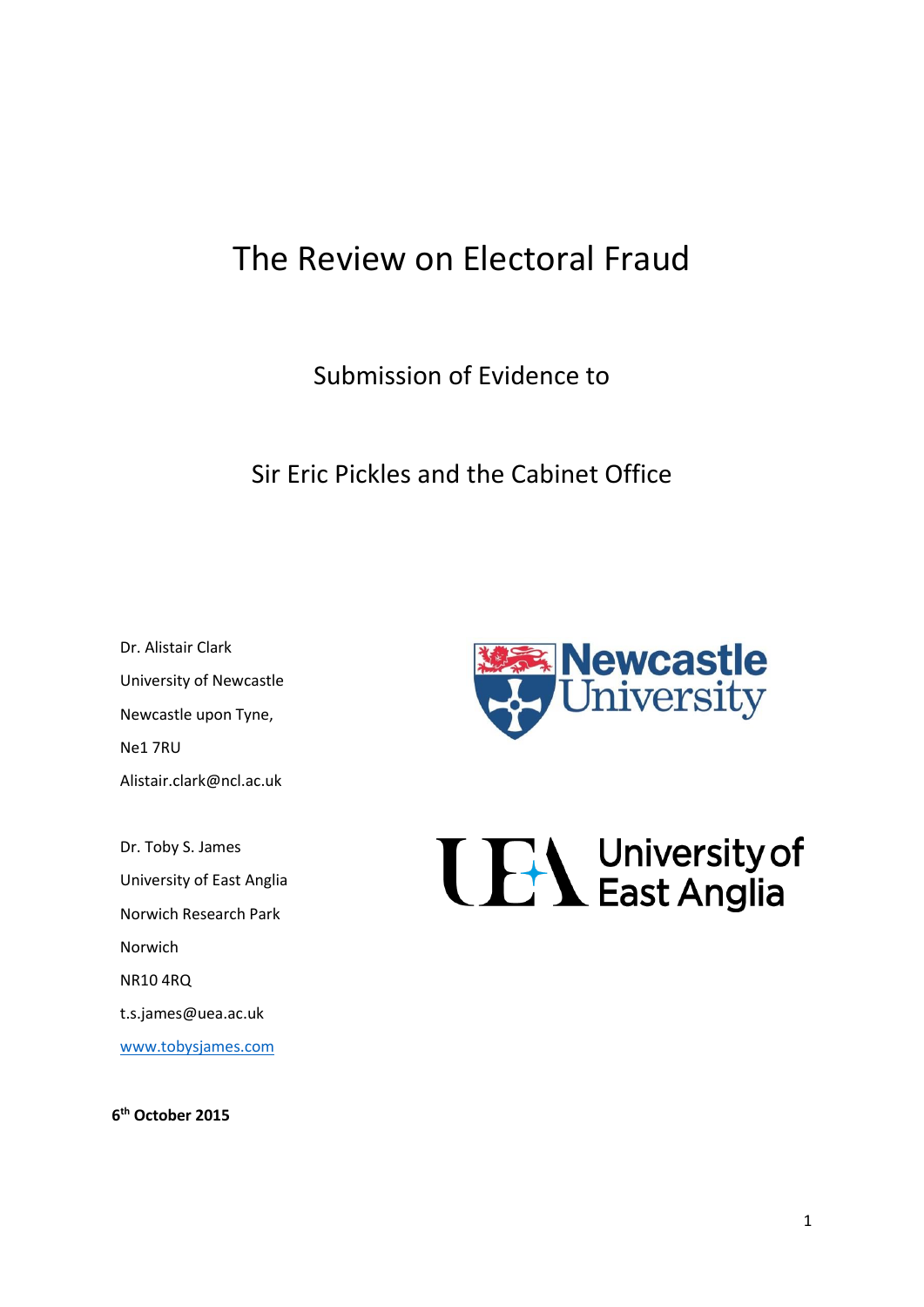# The Review on Electoral Fraud

Submission of Evidence to

Sir Eric Pickles and the Cabinet Office

Dr. Alistair Clark
University of Newcastle
Newcastle upon Tyne,
Ne1 7RU
Alistair.clark@ncl.ac.uk

Dr. Toby S. James
University of East Anglia
Norwich Research Park
Norwich
NR10 4RQ
t.s.james@uea.ac.uk
www.tobysjames.com

**6th October 2015**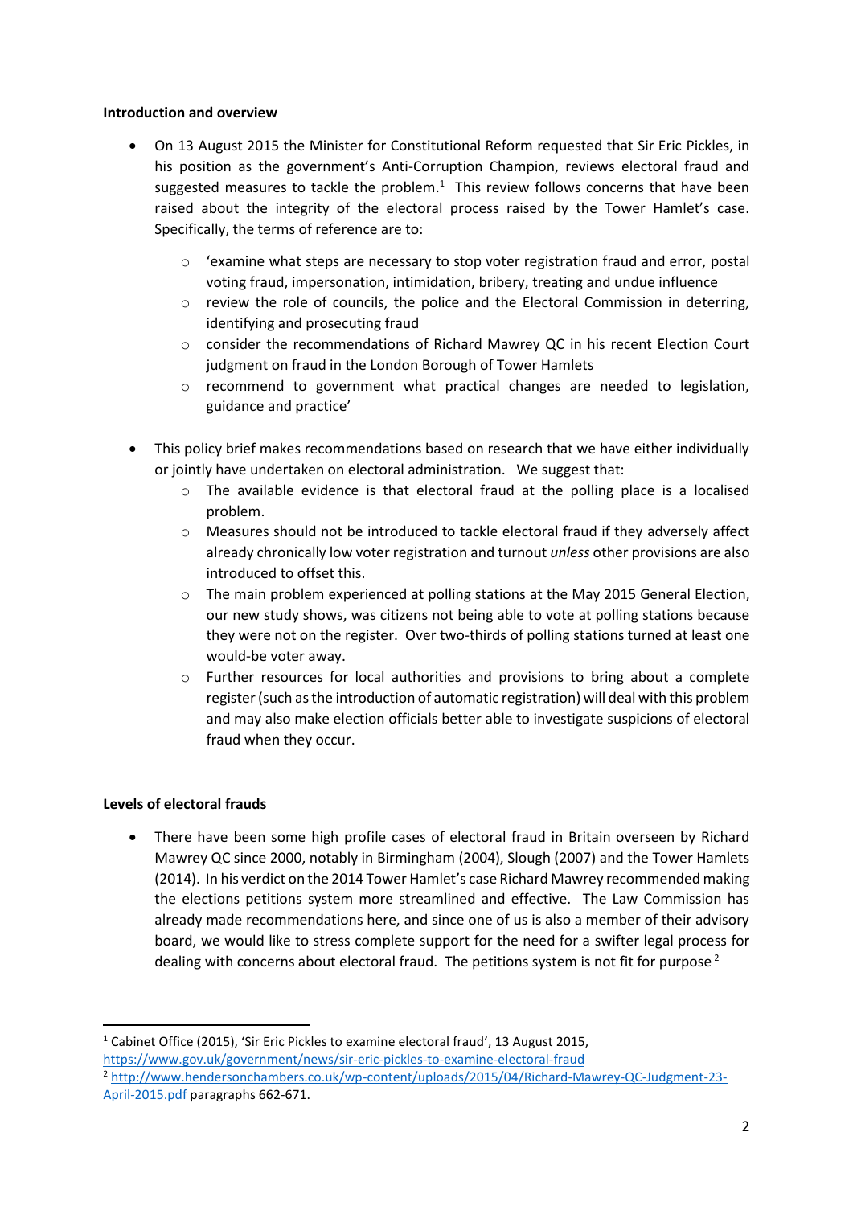**Introduction and overview**

- On 13 August 2015 the Minister for Constitutional Reform requested that Sir Eric Pickles, in his position as the government's Anti-Corruption Champion, reviews electoral fraud and suggested measures to tackle the problem.[1] This review follows concerns that have been raised about the integrity of the electoral process raised by the Tower Hamlet's case. Specifically, the terms of reference are to:
    - 'examine what steps are necessary to stop voter registration fraud and error, postal voting fraud, impersonation, intimidation, bribery, treating and undue influence
    - review the role of councils, the police and the Electoral Commission in deterring, identifying and prosecuting fraud
    - consider the recommendations of Richard Mawrey QC in his recent Election Court judgment on fraud in the London Borough of Tower Hamlets
    - recommend to government what practical changes are needed to legislation, guidance and practice'

- This policy brief makes recommendations based on research that we have either individually or jointly have undertaken on electoral administration. We suggest that:
    - The available evidence is that electoral fraud at the polling place is a localised problem.
    - Measures should not be introduced to tackle electoral fraud if they adversely affect already chronically low voter registration and turnout ***unless*** other provisions are also introduced to offset this.
    - The main problem experienced at polling stations at the May 2015 General Election, our new study shows, was citizens not being able to vote at polling stations because they were not on the register. Over two-thirds of polling stations turned at least one would-be voter away.
    - Further resources for local authorities and provisions to bring about a complete register (such as the introduction of automatic registration) will deal with this problem and may also make election officials better able to investigate suspicions of electoral fraud when they occur.

**Levels of electoral frauds**

- There have been some high profile cases of electoral fraud in Britain overseen by Richard Mawrey QC since 2000, notably in Birmingham (2004), Slough (2007) and the Tower Hamlets (2014). In his verdict on the 2014 Tower Hamlet's case Richard Mawrey recommended making the elections petitions system more streamlined and effective. The Law Commission has already made recommendations here, and since one of us is also a member of their advisory board, we would like to stress complete support for the need for a swifter legal process for dealing with concerns about electoral fraud. The petitions system is not fit for purpose [2]

---

[1] Cabinet Office (2015), 'Sir Eric Pickles to examine electoral fraud', 13 August 2015, https://www.gov.uk/government/news/sir-eric-pickles-to-examine-electoral-fraud

[2] http://www.hendersonchambers.co.uk/wp-content/uploads/2015/04/Richard-Mawrey-QC-Judgment-23-April-2015.pdf paragraphs 662-671.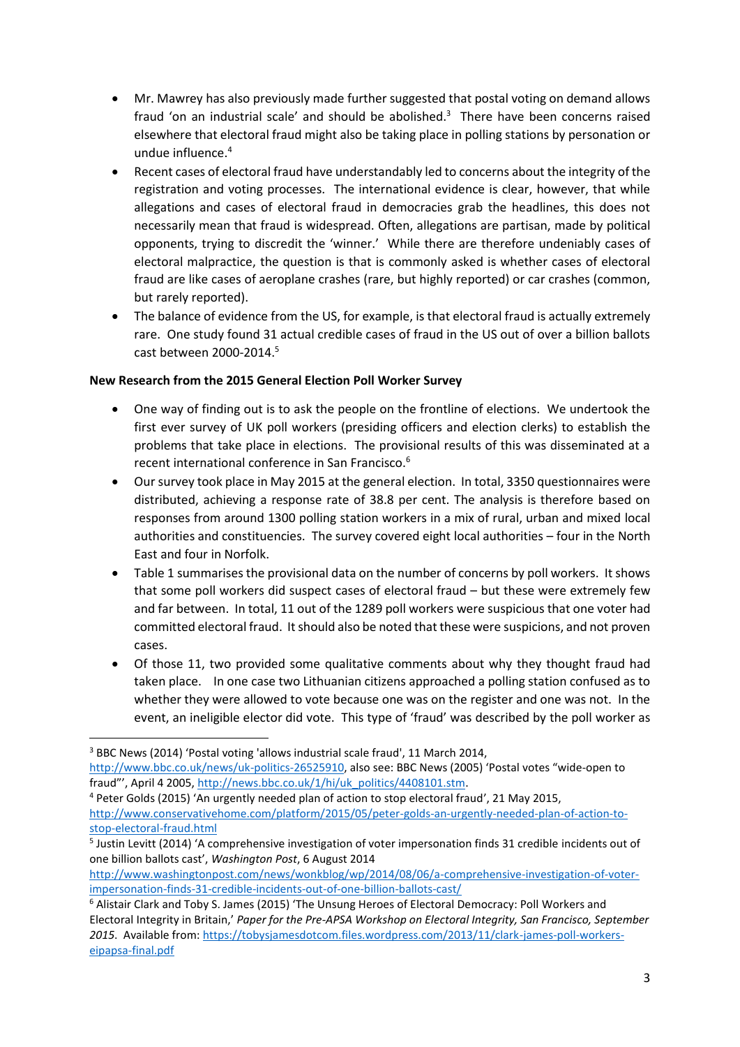- Mr. Mawrey has also previously made further suggested that postal voting on demand allows fraud 'on an industrial scale' and should be abolished.[3] There have been concerns raised elsewhere that electoral fraud might also be taking place in polling stations by personation or undue influence.[4]
- Recent cases of electoral fraud have understandably led to concerns about the integrity of the registration and voting processes. The international evidence is clear, however, that while allegations and cases of electoral fraud in democracies grab the headlines, this does not necessarily mean that fraud is widespread. Often, allegations are partisan, made by political opponents, trying to discredit the 'winner.' While there are therefore undeniably cases of electoral malpractice, the question is that is commonly asked is whether cases of electoral fraud are like cases of aeroplane crashes (rare, but highly reported) or car crashes (common, but rarely reported).
- The balance of evidence from the US, for example, is that electoral fraud is actually extremely rare. One study found 31 actual credible cases of fraud in the US out of over a billion ballots cast between 2000-2014.[5]

**New Research from the 2015 General Election Poll Worker Survey**

- One way of finding out is to ask the people on the frontline of elections. We undertook the first ever survey of UK poll workers (presiding officers and election clerks) to establish the problems that take place in elections. The provisional results of this was disseminated at a recent international conference in San Francisco.[6]
- Our survey took place in May 2015 at the general election. In total, 3350 questionnaires were distributed, achieving a response rate of 38.8 per cent. The analysis is therefore based on responses from around 1300 polling station workers in a mix of rural, urban and mixed local authorities and constituencies. The survey covered eight local authorities – four in the North East and four in Norfolk.
- Table 1 summarises the provisional data on the number of concerns by poll workers. It shows that some poll workers did suspect cases of electoral fraud – but these were extremely few and far between. In total, 11 out of the 1289 poll workers were suspicious that one voter had committed electoral fraud. It should also be noted that these were suspicions, and not proven cases.
- Of those 11, two provided some qualitative comments about why they thought fraud had taken place. In one case two Lithuanian citizens approached a polling station confused as to whether they were allowed to vote because one was on the register and one was not. In the event, an ineligible elector did vote. This type of 'fraud' was described by the poll worker as

[3] BBC News (2014) 'Postal voting 'allows industrial scale fraud', 11 March 2014, http://www.bbc.co.uk/news/uk-politics-26525910, also see: BBC News (2005) 'Postal votes "wide-open to fraud"', April 4 2005, http://news.bbc.co.uk/1/hi/uk_politics/4408101.stm.

[4] Peter Golds (2015) 'An urgently needed plan of action to stop electoral fraud', 21 May 2015, http://www.conservativehome.com/platform/2015/05/peter-golds-an-urgently-needed-plan-of-action-to-stop-electoral-fraud.html

[5] Justin Levitt (2014) 'A comprehensive investigation of voter impersonation finds 31 credible incidents out of one billion ballots cast', *Washington Post*, 6 August 2014 http://www.washingtonpost.com/news/wonkblog/wp/2014/08/06/a-comprehensive-investigation-of-voter-impersonation-finds-31-credible-incidents-out-of-one-billion-ballots-cast/

[6] Alistair Clark and Toby S. James (2015) 'The Unsung Heroes of Electoral Democracy: Poll Workers and Electoral Integrity in Britain,' *Paper for the Pre-APSA Workshop on Electoral Integrity, San Francisco, September 2015*. Available from: https://tobysjamesdotcom.files.wordpress.com/2013/11/clark-james-poll-workers-eipapsa-final.pdf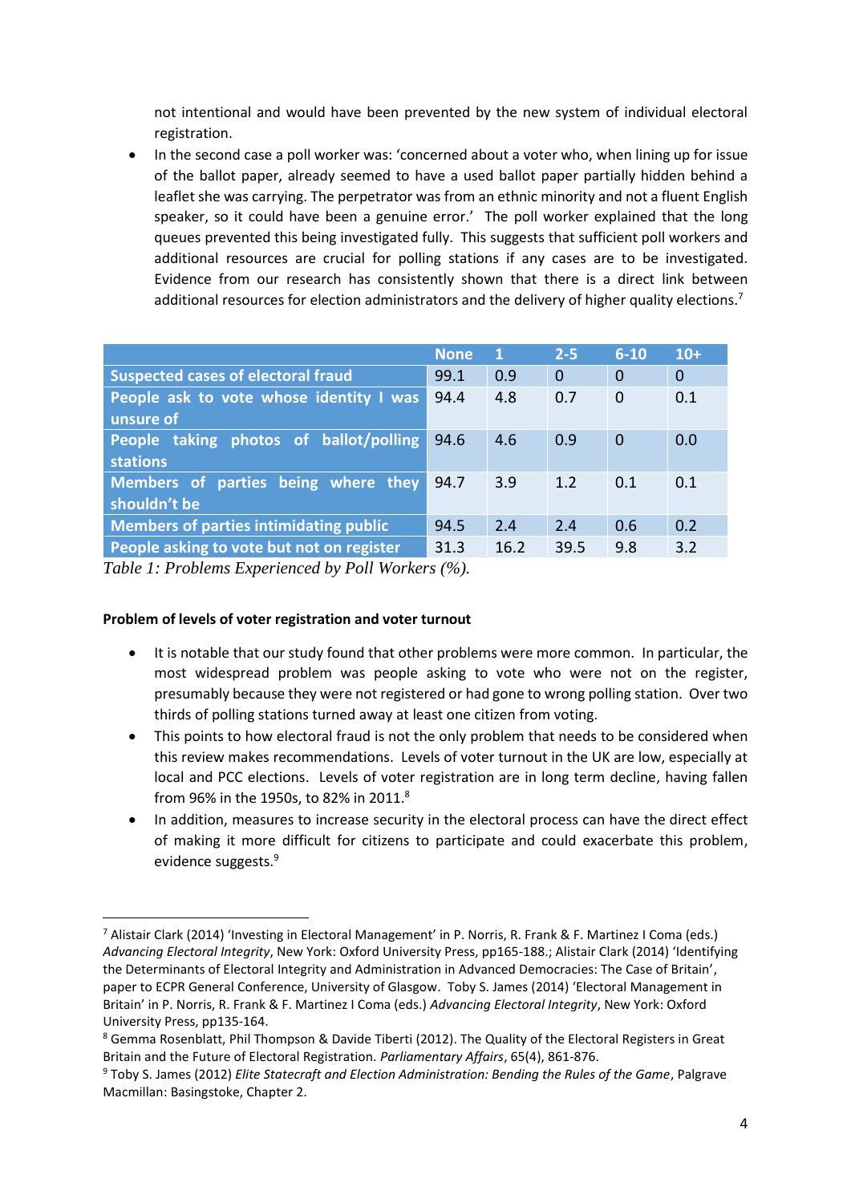not intentional and would have been prevented by the new system of individual electoral registration.

- In the second case a poll worker was: 'concerned about a voter who, when lining up for issue of the ballot paper, already seemed to have a used ballot paper partially hidden behind a leaflet she was carrying. The perpetrator was from an ethnic minority and not a fluent English speaker, so it could have been a genuine error.' The poll worker explained that the long queues prevented this being investigated fully. This suggests that sufficient poll workers and additional resources are crucial for polling stations if any cases are to be investigated. Evidence from our research has consistently shown that there is a direct link between additional resources for election administrators and the delivery of higher quality elections.[7]

| | None | 1 | 2-5 | 6-10 | 10+ |
|---|---|---|---|---|---|
| Suspected cases of electoral fraud | 99.1 | 0.9 | 0 | 0 | 0 |
| People ask to vote whose identity I was unsure of | 94.4 | 4.8 | 0.7 | 0 | 0.1 |
| People taking photos of ballot/polling stations | 94.6 | 4.6 | 0.9 | 0 | 0.0 |
| Members of parties being where they shouldn't be | 94.7 | 3.9 | 1.2 | 0.1 | 0.1 |
| Members of parties intimidating public | 94.5 | 2.4 | 2.4 | 0.6 | 0.2 |
| People asking to vote but not on register | 31.3 | 16.2 | 39.5 | 9.8 | 3.2 |

*Table 1: Problems Experienced by Poll Workers (%).*

**Problem of levels of voter registration and voter turnout**

- It is notable that our study found that other problems were more common. In particular, the most widespread problem was people asking to vote who were not on the register, presumably because they were not registered or had gone to wrong polling station. Over two thirds of polling stations turned away at least one citizen from voting.
- This points to how electoral fraud is not the only problem that needs to be considered when this review makes recommendations. Levels of voter turnout in the UK are low, especially at local and PCC elections. Levels of voter registration are in long term decline, having fallen from 96% in the 1950s, to 82% in 2011.[8]
- In addition, measures to increase security in the electoral process can have the direct effect of making it more difficult for citizens to participate and could exacerbate this problem, evidence suggests.[9]

---

[7] Alistair Clark (2014) 'Investing in Electoral Management' in P. Norris, R. Frank & F. Martinez I Coma (eds.) *Advancing Electoral Integrity*, New York: Oxford University Press, pp165-188.; Alistair Clark (2014) 'Identifying the Determinants of Electoral Integrity and Administration in Advanced Democracies: The Case of Britain', paper to ECPR General Conference, University of Glasgow. Toby S. James (2014) 'Electoral Management in Britain' in P. Norris, R. Frank & F. Martinez I Coma (eds.) *Advancing Electoral Integrity*, New York: Oxford University Press, pp135-164.

[8] Gemma Rosenblatt, Phil Thompson & Davide Tiberti (2012). The Quality of the Electoral Registers in Great Britain and the Future of Electoral Registration. *Parliamentary Affairs*, 65(4), 861-876.

[9] Toby S. James (2012) *Elite Statecraft and Election Administration: Bending the Rules of the Game*, Palgrave Macmillan: Basingstoke, Chapter 2.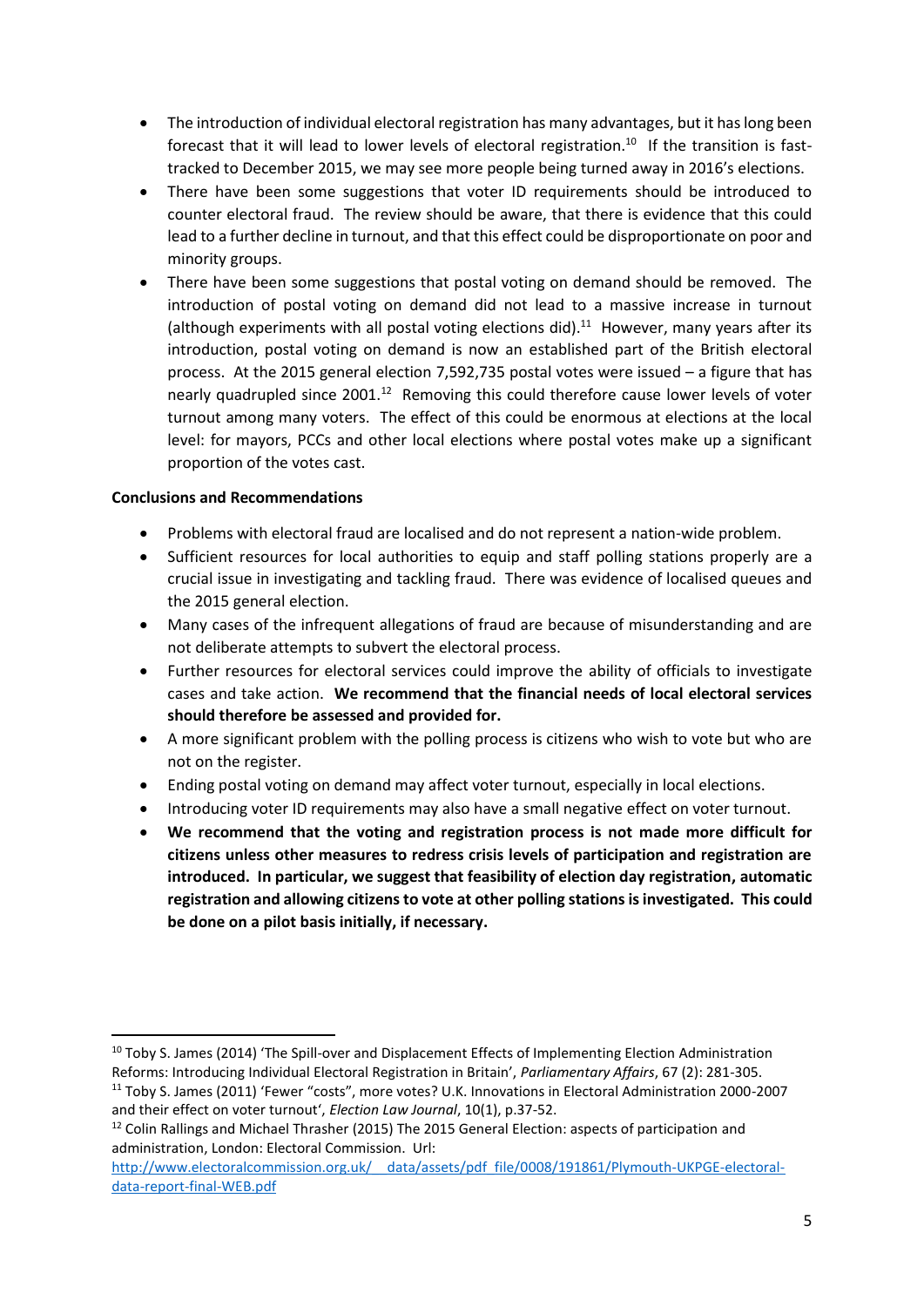- The introduction of individual electoral registration has many advantages, but it has long been forecast that it will lead to lower levels of electoral registration.[10] If the transition is fast-tracked to December 2015, we may see more people being turned away in 2016's elections.
- There have been some suggestions that voter ID requirements should be introduced to counter electoral fraud. The review should be aware, that there is evidence that this could lead to a further decline in turnout, and that this effect could be disproportionate on poor and minority groups.
- There have been some suggestions that postal voting on demand should be removed. The introduction of postal voting on demand did not lead to a massive increase in turnout (although experiments with all postal voting elections did).[11] However, many years after its introduction, postal voting on demand is now an established part of the British electoral process. At the 2015 general election 7,592,735 postal votes were issued – a figure that has nearly quadrupled since 2001.[12] Removing this could therefore cause lower levels of voter turnout among many voters. The effect of this could be enormous at elections at the local level: for mayors, PCCs and other local elections where postal votes make up a significant proportion of the votes cast.

**Conclusions and Recommendations**

- Problems with electoral fraud are localised and do not represent a nation-wide problem.
- Sufficient resources for local authorities to equip and staff polling stations properly are a crucial issue in investigating and tackling fraud. There was evidence of localised queues and the 2015 general election.
- Many cases of the infrequent allegations of fraud are because of misunderstanding and are not deliberate attempts to subvert the electoral process.
- Further resources for electoral services could improve the ability of officials to investigate cases and take action. **We recommend that the financial needs of local electoral services should therefore be assessed and provided for.**
- A more significant problem with the polling process is citizens who wish to vote but who are not on the register.
- Ending postal voting on demand may affect voter turnout, especially in local elections.
- Introducing voter ID requirements may also have a small negative effect on voter turnout.
- **We recommend that the voting and registration process is not made more difficult for citizens unless other measures to redress crisis levels of participation and registration are introduced. In particular, we suggest that feasibility of election day registration, automatic registration and allowing citizens to vote at other polling stations is investigated. This could be done on a pilot basis initially, if necessary.**

---

[10] Toby S. James (2014) 'The Spill-over and Displacement Effects of Implementing Election Administration Reforms: Introducing Individual Electoral Registration in Britain', *Parliamentary Affairs*, 67 (2): 281-305.

[11] Toby S. James (2011) 'Fewer "costs", more votes? U.K. Innovations in Electoral Administration 2000-2007 and their effect on voter turnout', *Election Law Journal*, 10(1), p.37-52.

[12] Colin Rallings and Michael Thrasher (2015) The 2015 General Election: aspects of participation and administration, London: Electoral Commission. Url: http://www.electoralcommission.org.uk/__data/assets/pdf_file/0008/191861/Plymouth-UKPGE-electoral-data-report-final-WEB.pdf